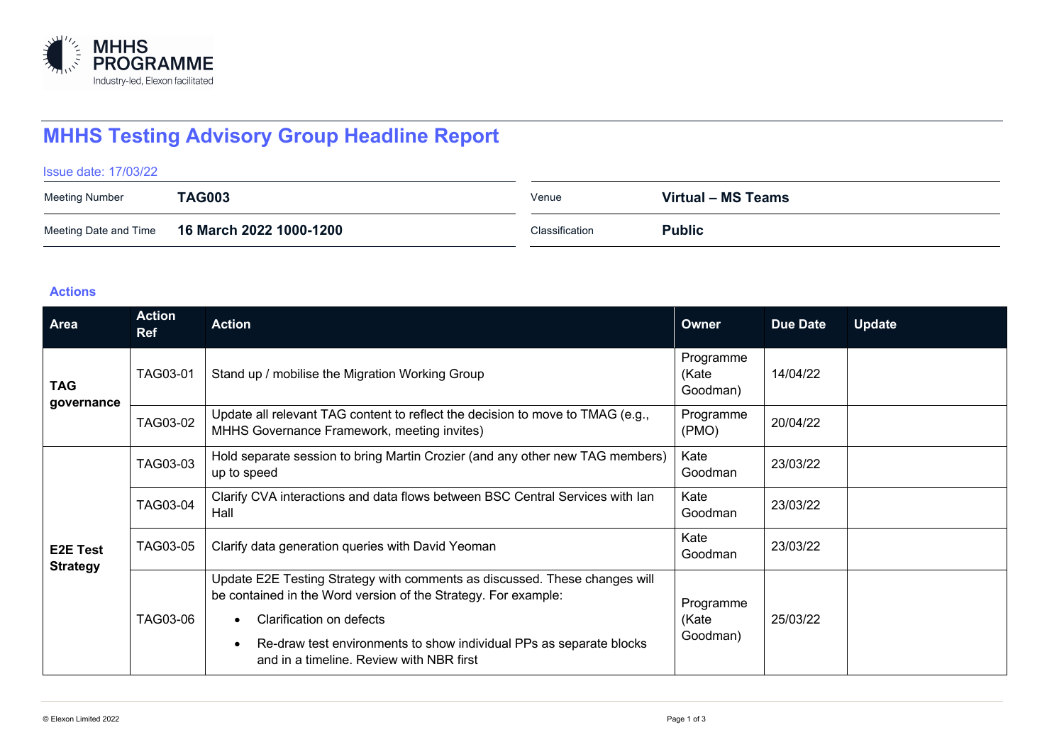MHHS PROGRAMME
Industry-led, Elexon facilitated

# MHHS Testing Advisory Group Headline Report

Issue date: 17/03/22

| Meeting Number | TAG003 | Venue | Virtual – MS Teams |
|---|---|---|---|
| Meeting Date and Time | 16 March 2022 1000-1200 | Classification | Public |

### Actions

| Area | Action Ref | Action | Owner | Due Date | Update |
|---|---|---|---|---|---|
| **TAG governance** | TAG03-01 | Stand up / mobilise the Migration Working Group | Programme (Kate Goodman) | 14/04/22 | |
| | TAG03-02 | Update all relevant TAG content to reflect the decision to move to TMAG (e.g., MHHS Governance Framework, meeting invites) | Programme (PMO) | 20/04/22 | |
| **E2E Test Strategy** | TAG03-03 | Hold separate session to bring Martin Crozier (and any other new TAG members) up to speed | Kate Goodman | 23/03/22 | |
| | TAG03-04 | Clarify CVA interactions and data flows between BSC Central Services with Ian Hall | Kate Goodman | 23/03/22 | |
| | TAG03-05 | Clarify data generation queries with David Yeoman | Kate Goodman | 23/03/22 | |
| | TAG03-06 | Update E2E Testing Strategy with comments as discussed. These changes will be contained in the Word version of the Strategy. For example: • Clarification on defects • Re-draw test environments to show individual PPs as separate blocks and in a timeline. Review with NBR first | Programme (Kate Goodman) | 25/03/22 | |

© Elexon Limited 2022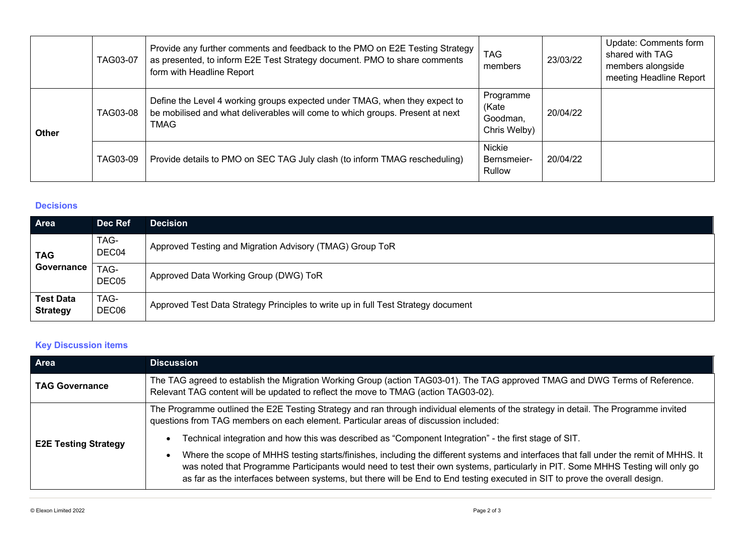| | | | | | |
|---|---|---|---|---|---|
| | TAG03-07 | Provide any further comments and feedback to the PMO on E2E Testing Strategy as presented, to inform E2E Test Strategy document. PMO to share comments form with Headline Report | TAG members | 23/03/22 | Update: Comments form shared with TAG members alongside meeting Headline Report |
| **Other** | TAG03-08 | Define the Level 4 working groups expected under TMAG, when they expect to be mobilised and what deliverables will come to which groups. Present at next TMAG | Programme (Kate Goodman, Chris Welby) | 20/04/22 | |
| | TAG03-09 | Provide details to PMO on SEC TAG July clash (to inform TMAG rescheduling) | Nickie Bernsmeier-Rullow | 20/04/22 | |

### Decisions

| Area | Dec Ref | Decision |
|---|---|---|
| **TAG Governance** | TAG-DEC04 | Approved Testing and Migration Advisory (TMAG) Group ToR |
| | TAG-DEC05 | Approved Data Working Group (DWG) ToR |
| **Test Data Strategy** | TAG-DEC06 | Approved Test Data Strategy Principles to write up in full Test Strategy document |

### Key Discussion items

| Area | Discussion |
|---|---|
| **TAG Governance** | The TAG agreed to establish the Migration Working Group (action TAG03-01). The TAG approved TMAG and DWG Terms of Reference. Relevant TAG content will be updated to reflect the move to TMAG (action TAG03-02). |
| **E2E Testing Strategy** | The Programme outlined the E2E Testing Strategy and ran through individual elements of the strategy in detail. The Programme invited questions from TAG members on each element. Particular areas of discussion included:<br>• Technical integration and how this was described as "Component Integration" - the first stage of SIT.<br>• Where the scope of MHHS testing starts/finishes, including the different systems and interfaces that fall under the remit of MHHS. It was noted that Programme Participants would need to test their own systems, particularly in PIT. Some MHHS Testing will only go as far as the interfaces between systems, but there will be End to End testing executed in SIT to prove the overall design. |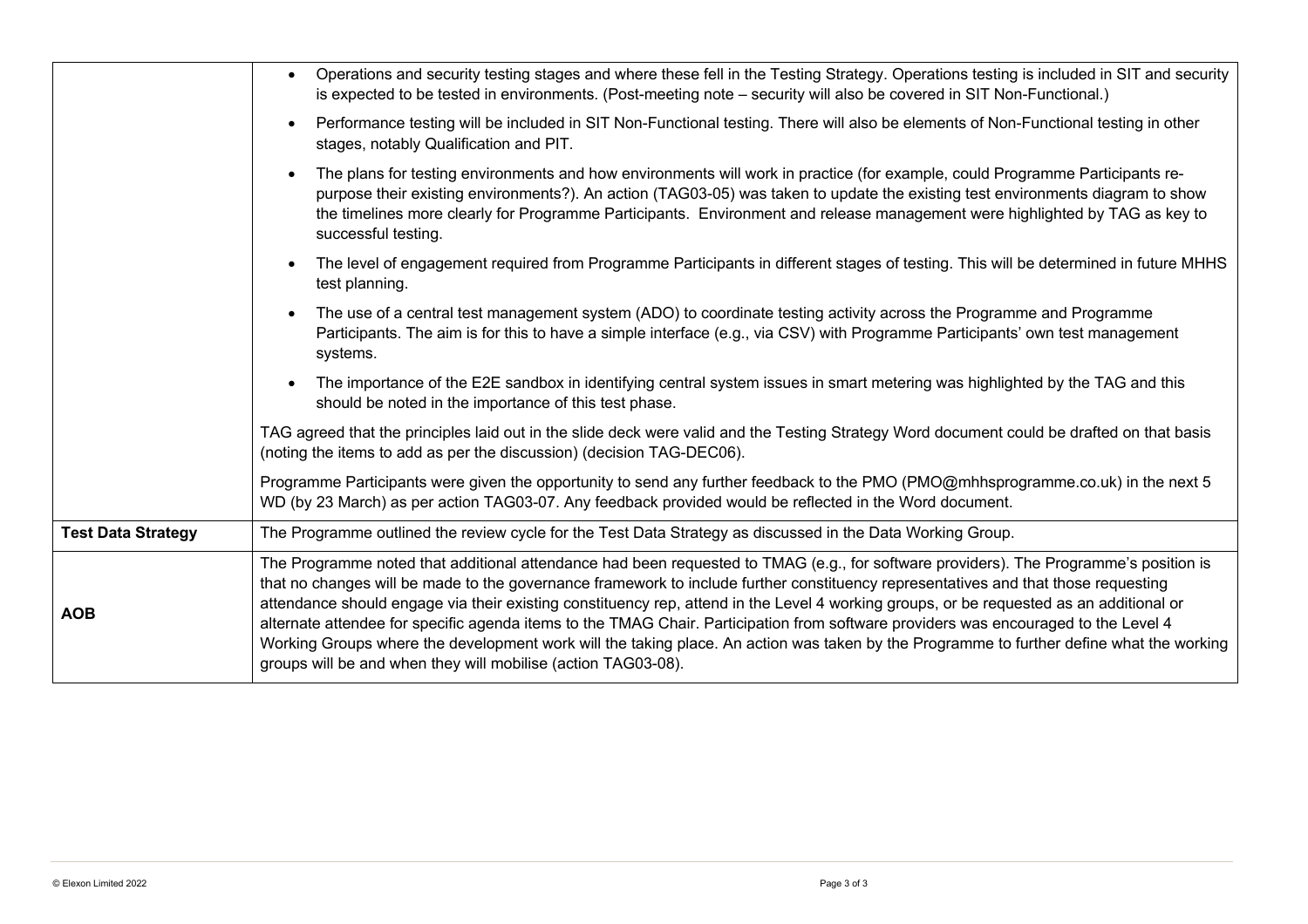| | |
|---|---|
| | • Operations and security testing stages and where these fell in the Testing Strategy. Operations testing is included in SIT and security is expected to be tested in environments. (Post-meeting note – security will also be covered in SIT Non-Functional.)<br>• Performance testing will be included in SIT Non-Functional testing. There will also be elements of Non-Functional testing in other stages, notably Qualification and PIT.<br>• The plans for testing environments and how environments will work in practice (for example, could Programme Participants re-purpose their existing environments?). An action (TAG03-05) was taken to update the existing test environments diagram to show the timelines more clearly for Programme Participants. Environment and release management were highlighted by TAG as key to successful testing.<br>• The level of engagement required from Programme Participants in different stages of testing. This will be determined in future MHHS test planning.<br>• The use of a central test management system (ADO) to coordinate testing activity across the Programme and Programme Participants. The aim is for this to have a simple interface (e.g., via CSV) with Programme Participants' own test management systems.<br>• The importance of the E2E sandbox in identifying central system issues in smart metering was highlighted by the TAG and this should be noted in the importance of this test phase.<br><br>TAG agreed that the principles laid out in the slide deck were valid and the Testing Strategy Word document could be drafted on that basis (noting the items to add as per the discussion) (decision TAG-DEC06).<br><br>Programme Participants were given the opportunity to send any further feedback to the PMO (PMO@mhhsprogramme.co.uk) in the next 5 WD (by 23 March) as per action TAG03-07. Any feedback provided would be reflected in the Word document. |
| **Test Data Strategy** | The Programme outlined the review cycle for the Test Data Strategy as discussed in the Data Working Group. |
| **AOB** | The Programme noted that additional attendance had been requested to TMAG (e.g., for software providers). The Programme's position is that no changes will be made to the governance framework to include further constituency representatives and that those requesting attendance should engage via their existing constituency rep, attend in the Level 4 working groups, or be requested as an additional or alternate attendee for specific agenda items to the TMAG Chair. Participation from software providers was encouraged to the Level 4 Working Groups where the development work will the taking place. An action was taken by the Programme to further define what the working groups will be and when they will mobilise (action TAG03-08). |

© Elexon Limited 2022